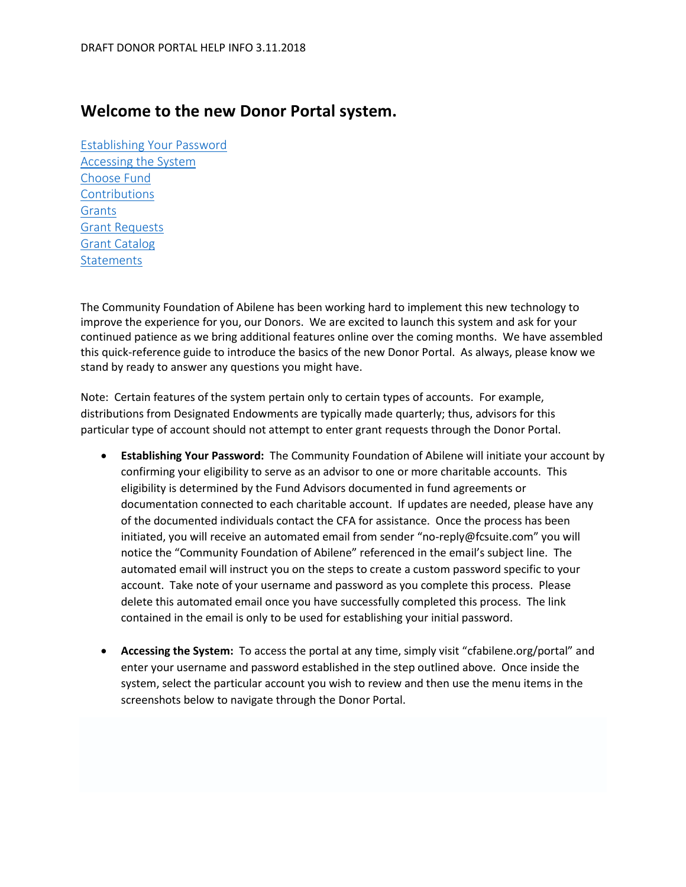DRAFT DONOR PORTAL HELP INFO 3.11.2018

# Welcome to the new Donor Portal system.

[Establishing Your Password](#)
[Accessing the System](#)
[Choose Fund](#)
[Contributions](#)
[Grants](#)
[Grant Requests](#)
[Grant Catalog](#)
[Statements](#)

The Community Foundation of Abilene has been working hard to implement this new technology to improve the experience for you, our Donors. We are excited to launch this system and ask for your continued patience as we bring additional features online over the coming months. We have assembled this quick-reference guide to introduce the basics of the new Donor Portal. As always, please know we stand by ready to answer any questions you might have.

Note: Certain features of the system pertain only to certain types of accounts. For example, distributions from Designated Endowments are typically made quarterly; thus, advisors for this particular type of account should not attempt to enter grant requests through the Donor Portal.

- **Establishing Your Password:** The Community Foundation of Abilene will initiate your account by confirming your eligibility to serve as an advisor to one or more charitable accounts. This eligibility is determined by the Fund Advisors documented in fund agreements or documentation connected to each charitable account. If updates are needed, please have any of the documented individuals contact the CFA for assistance. Once the process has been initiated, you will receive an automated email from sender "no-reply@fcsuite.com" you will notice the "Community Foundation of Abilene" referenced in the email's subject line. The automated email will instruct you on the steps to create a custom password specific to your account. Take note of your username and password as you complete this process. Please delete this automated email once you have successfully completed this process. The link contained in the email is only to be used for establishing your initial password.

- **Accessing the System:** To access the portal at any time, simply visit "cfabilene.org/portal" and enter your username and password established in the step outlined above. Once inside the system, select the particular account you wish to review and then use the menu items in the screenshots below to navigate through the Donor Portal.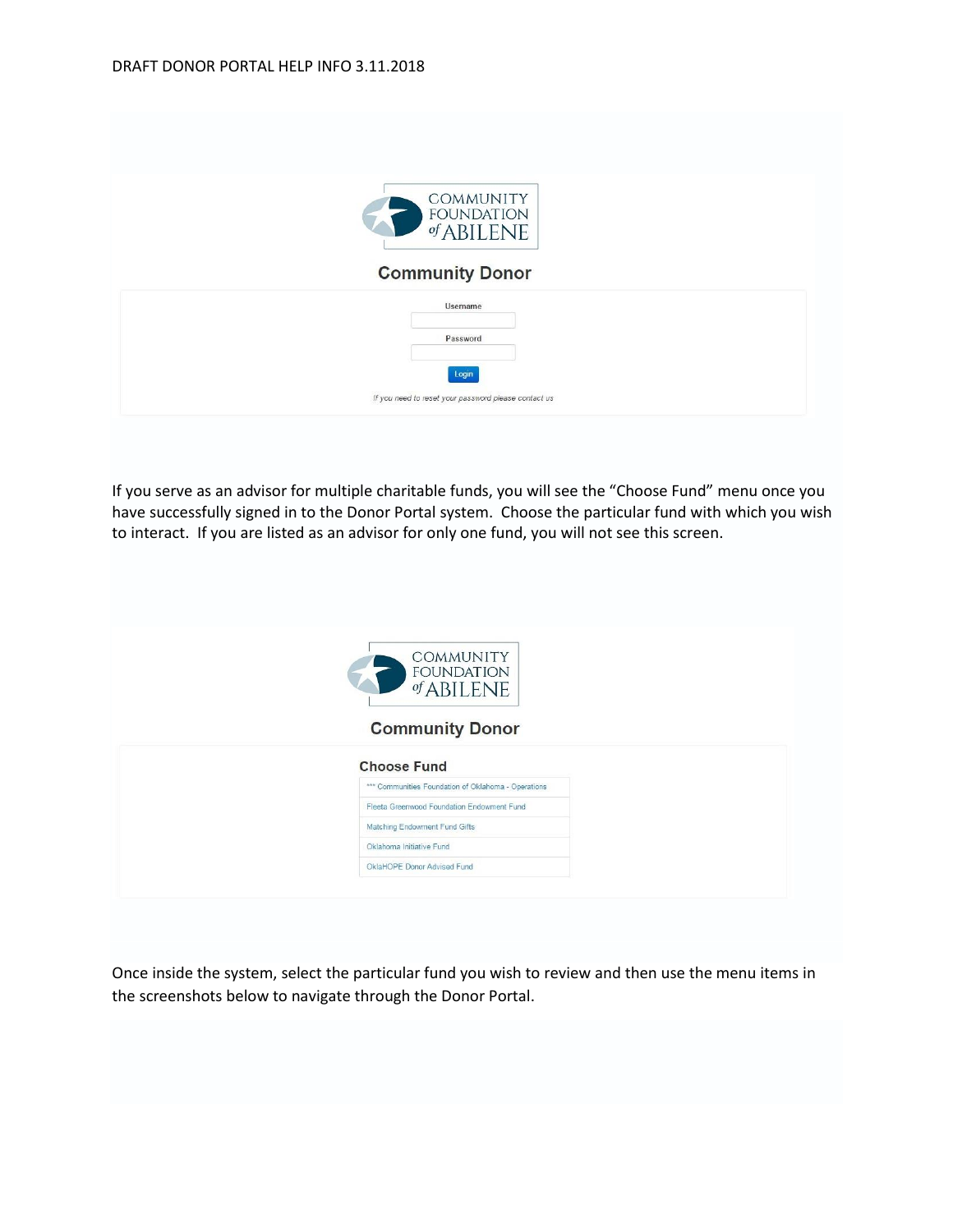DRAFT DONOR PORTAL HELP INFO 3.11.2018

COMMUNITY FOUNDATION of ABILENE

**Community Donor**

Username

Password

Login

*If you need to reset your password please contact us*

If you serve as an advisor for multiple charitable funds, you will see the "Choose Fund" menu once you have successfully signed in to the Donor Portal system. Choose the particular fund with which you wish to interact. If you are listed as an advisor for only one fund, you will not see this screen.

COMMUNITY FOUNDATION of ABILENE

**Community Donor**

**Choose Fund**

- *** Communities Foundation of Oklahoma - Operations
- Fleeta Greenwood Foundation Endowment Fund
- Matching Endowment Fund Gifts
- Oklahoma Initiative Fund
- OklaHOPE Donor Advised Fund

Once inside the system, select the particular fund you wish to review and then use the menu items in the screenshots below to navigate through the Donor Portal.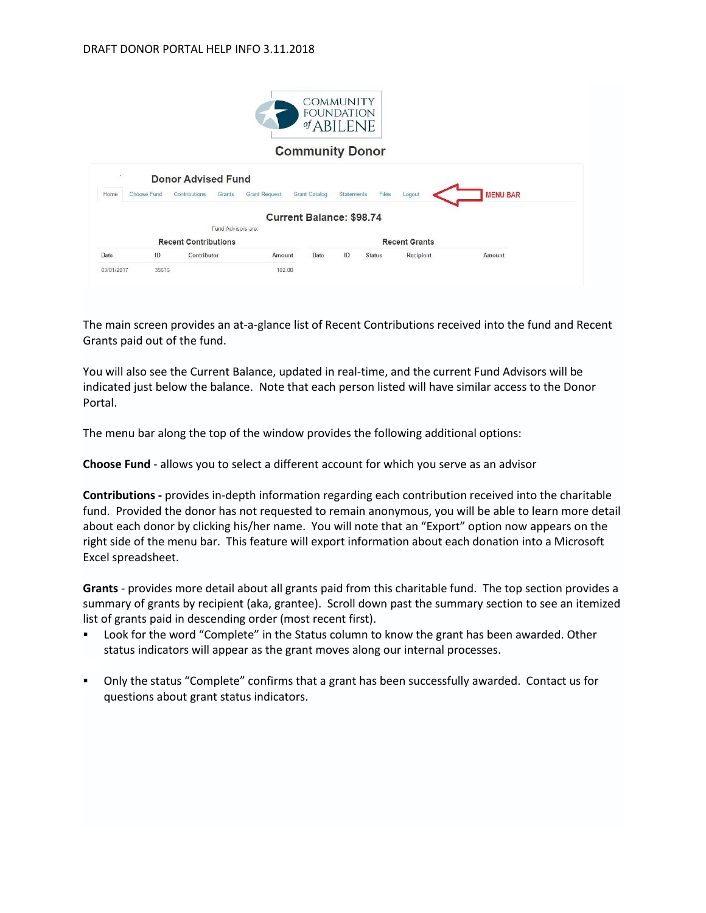DRAFT DONOR PORTAL HELP INFO 3.11.2018

COMMUNITY FOUNDATION of ABILENE

Community Donor

Donor Advised Fund

Home | Choose Fund | Contributions | Grants | Grant Request | Grant Catalog | Statements | Files | Logout ← MENU BAR

Current Balance: $98.74

Fund Advisors are:

Recent Contributions

| Date | ID | Contributor | Amount |
|---|---|---|---|
| 03/01/2017 | 35616 | | 102.00 |

Recent Grants

| Date | ID | Status | Recipient | Amount |
|---|---|---|---|---|

The main screen provides an at-a-glance list of Recent Contributions received into the fund and Recent Grants paid out of the fund.

You will also see the Current Balance, updated in real-time, and the current Fund Advisors will be indicated just below the balance. Note that each person listed will have similar access to the Donor Portal.

The menu bar along the top of the window provides the following additional options:

**Choose Fund** - allows you to select a different account for which you serve as an advisor

**Contributions -** provides in-depth information regarding each contribution received into the charitable fund. Provided the donor has not requested to remain anonymous, you will be able to learn more detail about each donor by clicking his/her name. You will note that an "Export" option now appears on the right side of the menu bar. This feature will export information about each donation into a Microsoft Excel spreadsheet.

**Grants** - provides more detail about all grants paid from this charitable fund. The top section provides a summary of grants by recipient (aka, grantee). Scroll down past the summary section to see an itemized list of grants paid in descending order (most recent first).

- Look for the word "Complete" in the Status column to know the grant has been awarded. Other status indicators will appear as the grant moves along our internal processes.
- Only the status "Complete" confirms that a grant has been successfully awarded. Contact us for questions about grant status indicators.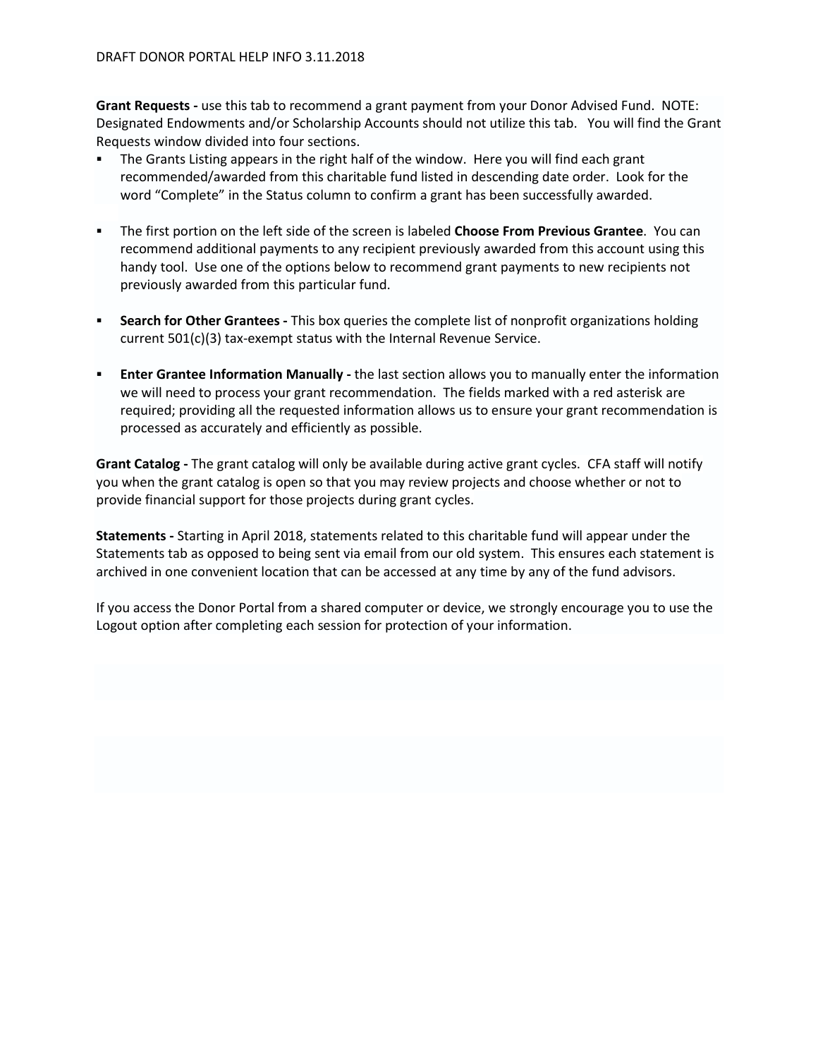**Grant Requests -** use this tab to recommend a grant payment from your Donor Advised Fund. NOTE: Designated Endowments and/or Scholarship Accounts should not utilize this tab. You will find the Grant Requests window divided into four sections.

- The Grants Listing appears in the right half of the window. Here you will find each grant recommended/awarded from this charitable fund listed in descending date order. Look for the word "Complete" in the Status column to confirm a grant has been successfully awarded.

- The first portion on the left side of the screen is labeled **Choose From Previous Grantee**. You can recommend additional payments to any recipient previously awarded from this account using this handy tool. Use one of the options below to recommend grant payments to new recipients not previously awarded from this particular fund.

- **Search for Other Grantees -** This box queries the complete list of nonprofit organizations holding current 501(c)(3) tax-exempt status with the Internal Revenue Service.

- **Enter Grantee Information Manually -** the last section allows you to manually enter the information we will need to process your grant recommendation. The fields marked with a red asterisk are required; providing all the requested information allows us to ensure your grant recommendation is processed as accurately and efficiently as possible.

**Grant Catalog -** The grant catalog will only be available during active grant cycles. CFA staff will notify you when the grant catalog is open so that you may review projects and choose whether or not to provide financial support for those projects during grant cycles.

**Statements -** Starting in April 2018, statements related to this charitable fund will appear under the Statements tab as opposed to being sent via email from our old system. This ensures each statement is archived in one convenient location that can be accessed at any time by any of the fund advisors.

If you access the Donor Portal from a shared computer or device, we strongly encourage you to use the Logout option after completing each session for protection of your information.